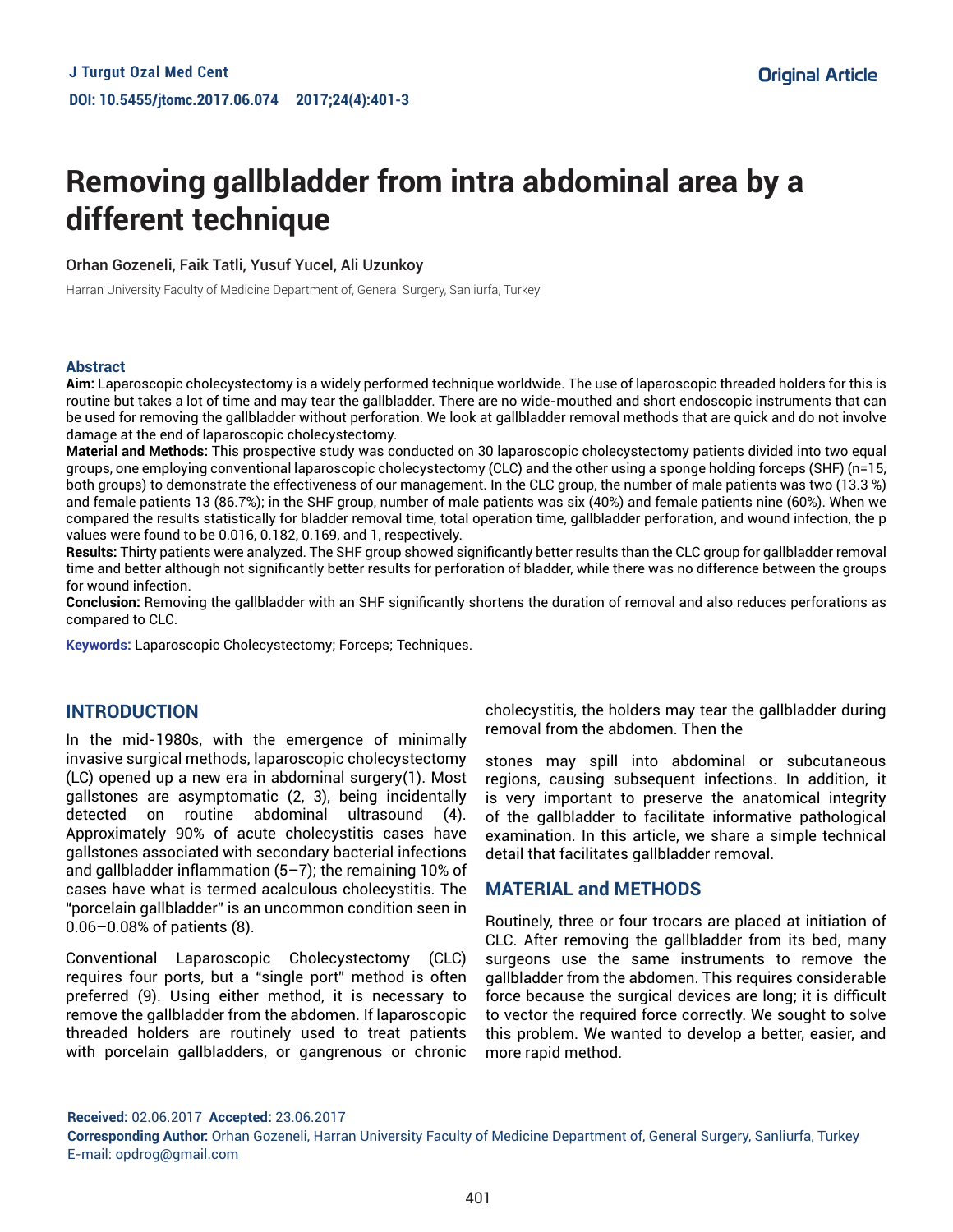Original Article

# Removing gallbladder from intra abdominal area by a different technique

Orhan Gozeneli, Faik Tatli, Yusuf Yucel, Ali Uzunkoy

Harran University Faculty of Medicine Department of, General Surgery, Sanliurfa, Turkey

## Abstract

**Aim:** Laparoscopic cholecystectomy is a widely performed technique worldwide. The use of laparoscopic threaded holders for this is routine but takes a lot of time and may tear the gallbladder. There are no wide-mouthed and short endoscopic instruments that can be used for removing the gallbladder without perforation. We look at gallbladder removal methods that are quick and do not involve damage at the end of laparoscopic cholecystectomy.

**Material and Methods:** This prospective study was conducted on 30 laparoscopic cholecystectomy patients divided into two equal groups, one employing conventional laparoscopic cholecystectomy (CLC) and the other using a sponge holding forceps (SHF) (n=15, both groups) to demonstrate the effectiveness of our management. In the CLC group, the number of male patients was two (13.3 %) and female patients 13 (86.7%); in the SHF group, number of male patients was six (40%) and female patients nine (60%). When we compared the results statistically for bladder removal time, total operation time, gallbladder perforation, and wound infection, the p values were found to be 0.016, 0.182, 0.169, and 1, respectively.

**Results:** Thirty patients were analyzed. The SHF group showed significantly better results than the CLC group for gallbladder removal time and better although not significantly better results for perforation of bladder, while there was no difference between the groups for wound infection.

**Conclusion:** Removing the gallbladder with an SHF significantly shortens the duration of removal and also reduces perforations as compared to CLC.

**Keywords:** Laparoscopic Cholecystectomy; Forceps; Techniques.

## INTRODUCTION

In the mid-1980s, with the emergence of minimally invasive surgical methods, laparoscopic cholecystectomy (LC) opened up a new era in abdominal surgery(1). Most gallstones are asymptomatic (2, 3), being incidentally detected on routine abdominal ultrasound (4). Approximately 90% of acute cholecystitis cases have gallstones associated with secondary bacterial infections and gallbladder inflammation (5–7); the remaining 10% of cases have what is termed acalculous cholecystitis. The "porcelain gallbladder" is an uncommon condition seen in 0.06–0.08% of patients (8).

Conventional Laparoscopic Cholecystectomy (CLC) requires four ports, but a "single port" method is often preferred (9). Using either method, it is necessary to remove the gallbladder from the abdomen. If laparoscopic threaded holders are routinely used to treat patients with porcelain gallbladders, or gangrenous or chronic cholecystitis, the holders may tear the gallbladder during removal from the abdomen. Then the stones may spill into abdominal or subcutaneous regions, causing subsequent infections. In addition, it is very important to preserve the anatomical integrity of the gallbladder to facilitate informative pathological examination. In this article, we share a simple technical detail that facilitates gallbladder removal.

## MATERIAL and METHODS

Routinely, three or four trocars are placed at initiation of CLC. After removing the gallbladder from its bed, many surgeons use the same instruments to remove the gallbladder from the abdomen. This requires considerable force because the surgical devices are long; it is difficult to vector the required force correctly. We sought to solve this problem. We wanted to develop a better, easier, and more rapid method.

**Received:** 02.06.2017 **Accepted:** 23.06.2017
**Corresponding Author:** Orhan Gozeneli, Harran University Faculty of Medicine Department of, General Surgery, Sanliurfa, Turkey
E-mail: opdrog@gmail.com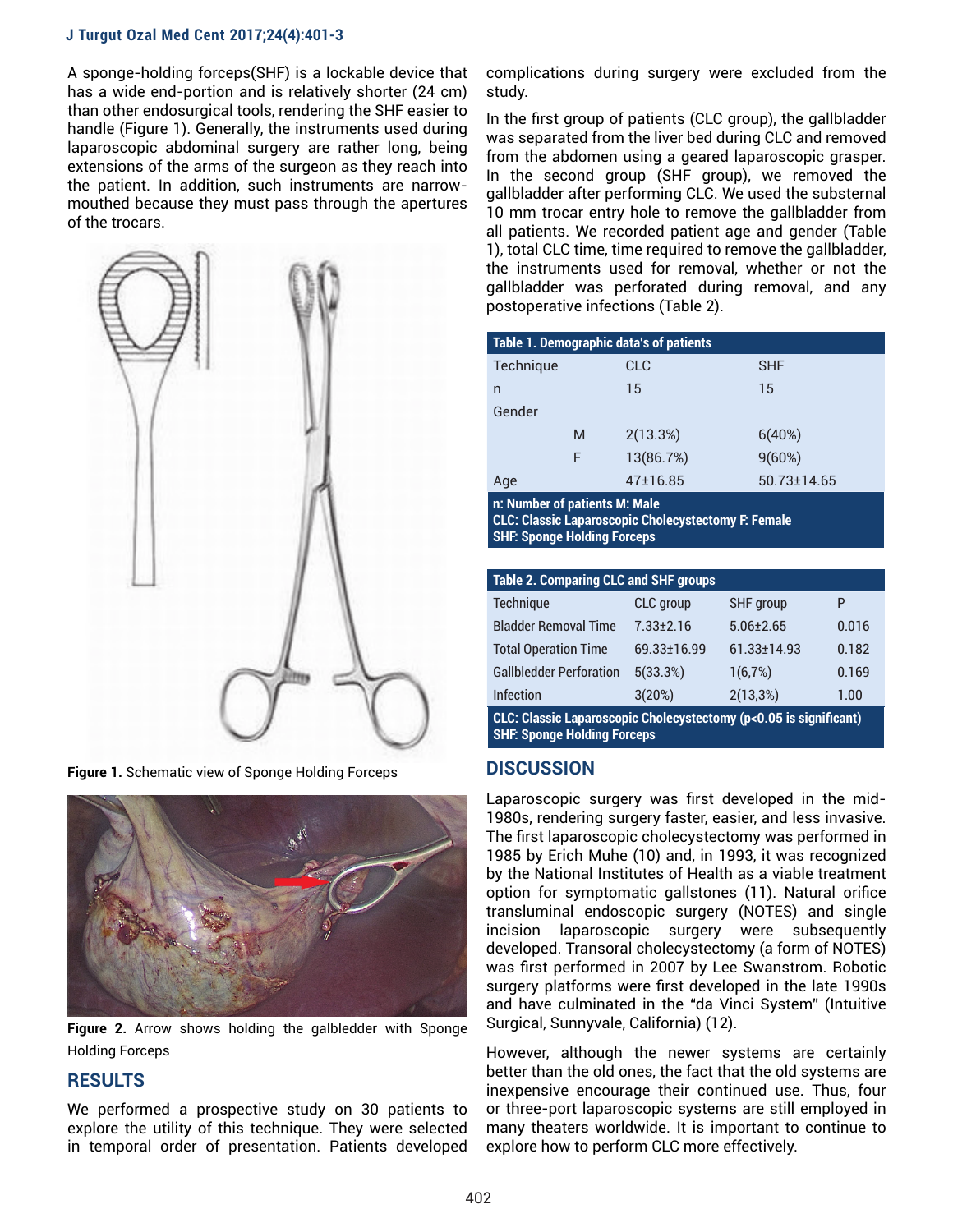A sponge-holding forceps(SHF) is a lockable device that has a wide end-portion and is relatively shorter (24 cm) than other endosurgical tools, rendering the SHF easier to handle (Figure 1). Generally, the instruments used during laparoscopic abdominal surgery are rather long, being extensions of the arms of the surgeon as they reach into the patient. In addition, such instruments are narrow-mouthed because they must pass through the apertures of the trocars.

**Figure 1.** Schematic view of Sponge Holding Forceps

**Figure 2.** Arrow shows holding the galbledder with Sponge Holding Forceps

## RESULTS

We performed a prospective study on 30 patients to explore the utility of this technique. They were selected in temporal order of presentation. Patients developed complications during surgery were excluded from the study.

In the first group of patients (CLC group), the gallbladder was separated from the liver bed during CLC and removed from the abdomen using a geared laparoscopic grasper. In the second group (SHF group), we removed the gallbladder after performing CLC. We used the substernal 10 mm trocar entry hole to remove the gallbladder from all patients. We recorded patient age and gender (Table 1), total CLC time, time required to remove the gallbladder, the instruments used for removal, whether or not the gallbladder was perforated during removal, and any postoperative infections (Table 2).

**Table 1. Demographic data's of patients**

| Technique | | CLC | SHF |
|---|---|---|---|
| n | | 15 | 15 |
| Gender | | | |
| | M | 2(13.3%) | 6(40%) |
| | F | 13(86.7%) | 9(60%) |
| Age | | 47±16.85 | 50.73±14.65 |

**n: Number of patients M: Male**
**CLC: Classic Laparoscopic Cholecystectomy F: Female**
**SHF: Sponge Holding Forceps**

**Table 2. Comparing CLC and SHF groups**

| Technique | CLC group | SHF group | P |
|---|---|---|---|
| Bladder Removal Time | 7.33±2.16 | 5.06±2.65 | 0.016 |
| Total Operation Time | 69.33±16.99 | 61.33±14.93 | 0.182 |
| Gallbledder Perforation | 5(33.3%) | 1(6,7%) | 0.169 |
| Infection | 3(20%) | 2(13,3%) | 1.00 |

**CLC: Classic Laparoscopic Cholecystectomy (p<0.05 is significant)**
**SHF: Sponge Holding Forceps**

## DISCUSSION

Laparoscopic surgery was first developed in the mid-1980s, rendering surgery faster, easier, and less invasive. The first laparoscopic cholecystectomy was performed in 1985 by Erich Muhe (10) and, in 1993, it was recognized by the National Institutes of Health as a viable treatment option for symptomatic gallstones (11). Natural orifice transluminal endoscopic surgery (NOTES) and single incision laparoscopic surgery were subsequently developed. Transoral cholecystectomy (a form of NOTES) was first performed in 2007 by Lee Swanstrom. Robotic surgery platforms were first developed in the late 1990s and have culminated in the "da Vinci System" (Intuitive Surgical, Sunnyvale, California) (12).

However, although the newer systems are certainly better than the old ones, the fact that the old systems are inexpensive encourage their continued use. Thus, four or three-port laparoscopic systems are still employed in many theaters worldwide. It is important to continue to explore how to perform CLC more effectively.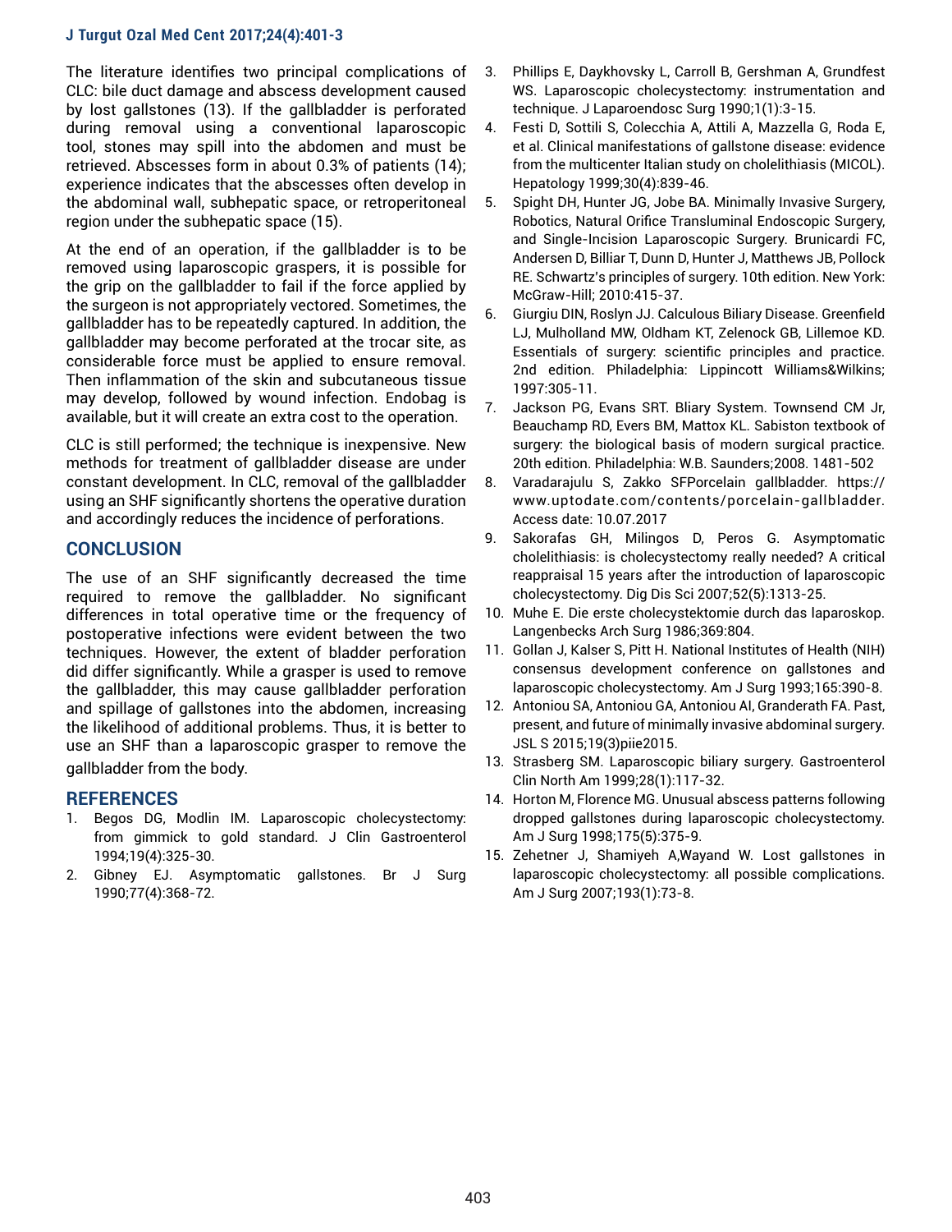The literature identifies two principal complications of CLC: bile duct damage and abscess development caused by lost gallstones (13). If the gallbladder is perforated during removal using a conventional laparoscopic tool, stones may spill into the abdomen and must be retrieved. Abscesses form in about 0.3% of patients (14); experience indicates that the abscesses often develop in the abdominal wall, subhepatic space, or retroperitoneal region under the subhepatic space (15).

At the end of an operation, if the gallbladder is to be removed using laparoscopic graspers, it is possible for the grip on the gallbladder to fail if the force applied by the surgeon is not appropriately vectored. Sometimes, the gallbladder has to be repeatedly captured. In addition, the gallbladder may become perforated at the trocar site, as considerable force must be applied to ensure removal. Then inflammation of the skin and subcutaneous tissue may develop, followed by wound infection. Endobag is available, but it will create an extra cost to the operation.

CLC is still performed; the technique is inexpensive. New methods for treatment of gallbladder disease are under constant development. In CLC, removal of the gallbladder using an SHF significantly shortens the operative duration and accordingly reduces the incidence of perforations.

## CONCLUSION

The use of an SHF significantly decreased the time required to remove the gallbladder. No significant differences in total operative time or the frequency of postoperative infections were evident between the two techniques. However, the extent of bladder perforation did differ significantly. While a grasper is used to remove the gallbladder, this may cause gallbladder perforation and spillage of gallstones into the abdomen, increasing the likelihood of additional problems. Thus, it is better to use an SHF than a laparoscopic grasper to remove the gallbladder from the body.

## REFERENCES

1. Begos DG, Modlin IM. Laparoscopic cholecystectomy: from gimmick to gold standard. J Clin Gastroenterol 1994;19(4):325-30.
2. Gibney EJ. Asymptomatic gallstones. Br J Surg 1990;77(4):368-72.
3. Phillips E, Daykhovsky L, Carroll B, Gershman A, Grundfest WS. Laparoscopic cholecystectomy: instrumentation and technique. J Laparoendosc Surg 1990;1(1):3-15.
4. Festi D, Sottili S, Colecchia A, Attili A, Mazzella G, Roda E, et al. Clinical manifestations of gallstone disease: evidence from the multicenter Italian study on cholelithiasis (MICOL). Hepatology 1999;30(4):839-46.
5. Spight DH, Hunter JG, Jobe BA. Minimally Invasive Surgery, Robotics, Natural Orifice Transluminal Endoscopic Surgery, and Single-Incision Laparoscopic Surgery. Brunicardi FC, Andersen D, Billiar T, Dunn D, Hunter J, Matthews JB, Pollock RE. Schwartz's principles of surgery. 10th edition. New York: McGraw-Hill; 2010:415-37.
6. Giurgiu DIN, Roslyn JJ. Calculous Biliary Disease. Greenfield LJ, Mulholland MW, Oldham KT, Zelenock GB, Lillemoe KD. Essentials of surgery: scientific principles and practice. 2nd edition. Philadelphia: Lippincott Williams&Wilkins; 1997:305-11.
7. Jackson PG, Evans SRT. Bliary System. Townsend CM Jr, Beauchamp RD, Evers BM, Mattox KL. Sabiston textbook of surgery: the biological basis of modern surgical practice. 20th edition. Philadelphia: W.B. Saunders;2008. 1481-502
8. Varadarajulu S, Zakko SFPorcelain gallbladder. https://www.uptodate.com/contents/porcelain-gallbladder. Access date: 10.07.2017
9. Sakorafas GH, Milingos D, Peros G. Asymptomatic cholelithiasis: is cholecystectomy really needed? A critical reappraisal 15 years after the introduction of laparoscopic cholecystectomy. Dig Dis Sci 2007;52(5):1313-25.
10. Muhe E. Die erste cholecystektomie durch das laparoskop. Langenbecks Arch Surg 1986;369:804.
11. Gollan J, Kalser S, Pitt H. National Institutes of Health (NIH) consensus development conference on gallstones and laparoscopic cholecystectomy. Am J Surg 1993;165:390-8.
12. Antoniou SA, Antoniou GA, Antoniou AI, Granderath FA. Past, present, and future of minimally invasive abdominal surgery. JSL S 2015;19(3)piie2015.
13. Strasberg SM. Laparoscopic biliary surgery. Gastroenterol Clin North Am 1999;28(1):117-32.
14. Horton M, Florence MG. Unusual abscess patterns following dropped gallstones during laparoscopic cholecystectomy. Am J Surg 1998;175(5):375-9.
15. Zehetner J, Shamiyeh A,Wayand W. Lost gallstones in laparoscopic cholecystectomy: all possible complications. Am J Surg 2007;193(1):73-8.